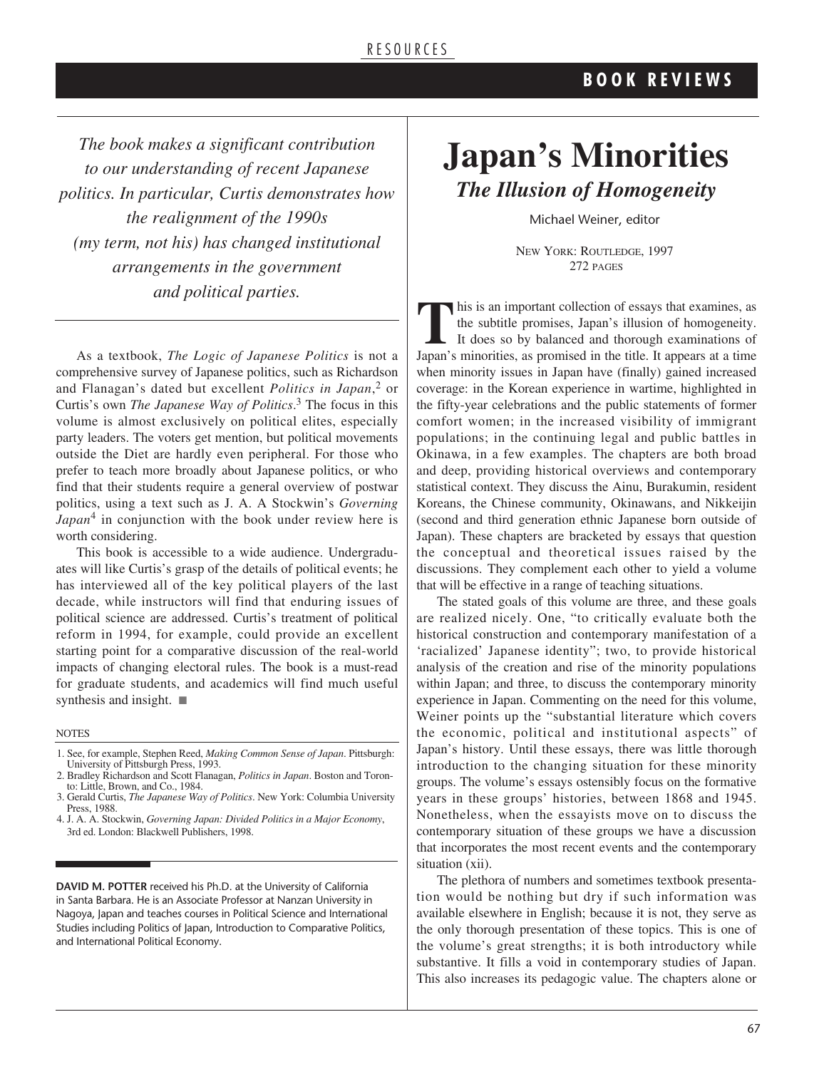*The book makes a significant contribution to our understanding of recent Japanese politics. In particular, Curtis demonstrates how the realignment of the 1990s (my term, not his) has changed institutional arrangements in the government and political parties.*

As a textbook, *The Logic of Japanese Politics* is not a comprehensive survey of Japanese politics, such as Richardson and Flanagan's dated but excellent *Politics in Japan*,[2] or Curtis's own *The Japanese Way of Politics*.[3] The focus in this volume is almost exclusively on political elites, especially party leaders. The voters get mention, but political movements outside the Diet are hardly even peripheral. For those who prefer to teach more broadly about Japanese politics, or who find that their students require a general overview of postwar politics, using a text such as J. A. A Stockwin's *Governing Japan*[4] in conjunction with the book under review here is worth considering.

This book is accessible to a wide audience. Undergraduates will like Curtis's grasp of the details of political events; he has interviewed all of the key political players of the last decade, while instructors will find that enduring issues of political science are addressed. Curtis's treatment of political reform in 1994, for example, could provide an excellent starting point for a comparative discussion of the real-world impacts of changing electoral rules. The book is a must-read for graduate students, and academics will find much useful synthesis and insight. ■

NOTES

1. See, for example, Stephen Reed, *Making Common Sense of Japan*. Pittsburgh: University of Pittsburgh Press, 1993.
2. Bradley Richardson and Scott Flanagan, *Politics in Japan*. Boston and Toronto: Little, Brown, and Co., 1984.
3. Gerald Curtis, *The Japanese Way of Politics*. New York: Columbia University Press, 1988.
4. J. A. A. Stockwin, *Governing Japan: Divided Politics in a Major Economy*, 3rd ed. London: Blackwell Publishers, 1998.

**DAVID M. POTTER** received his Ph.D. at the University of California in Santa Barbara. He is an Associate Professor at Nanzan University in Nagoya, Japan and teaches courses in Political Science and International Studies including Politics of Japan, Introduction to Comparative Politics, and International Political Economy.

# Japan's Minorities

## *The Illusion of Homogeneity*

Michael Weiner, editor

NEW YORK: ROUTLEDGE, 1997
272 PAGES

This is an important collection of essays that examines, as the subtitle promises, Japan's illusion of homogeneity. It does so by balanced and thorough examinations of Japan's minorities, as promised in the title. It appears at a time when minority issues in Japan have (finally) gained increased coverage: in the Korean experience in wartime, highlighted in the fifty-year celebrations and the public statements of former comfort women; in the increased visibility of immigrant populations; in the continuing legal and public battles in Okinawa, in a few examples. The chapters are both broad and deep, providing historical overviews and contemporary statistical context. They discuss the Ainu, Burakumin, resident Koreans, the Chinese community, Okinawans, and Nikkeijin (second and third generation ethnic Japanese born outside of Japan). These chapters are bracketed by essays that question the conceptual and theoretical issues raised by the discussions. They complement each other to yield a volume that will be effective in a range of teaching situations.

The stated goals of this volume are three, and these goals are realized nicely. One, "to critically evaluate both the historical construction and contemporary manifestation of a 'racialized' Japanese identity"; two, to provide historical analysis of the creation and rise of the minority populations within Japan; and three, to discuss the contemporary minority experience in Japan. Commenting on the need for this volume, Weiner points up the "substantial literature which covers the economic, political and institutional aspects" of Japan's history. Until these essays, there was little thorough introduction to the changing situation for these minority groups. The volume's essays ostensibly focus on the formative years in these groups' histories, between 1868 and 1945. Nonetheless, when the essayists move on to discuss the contemporary situation of these groups we have a discussion that incorporates the most recent events and the contemporary situation (xii).

The plethora of numbers and sometimes textbook presentation would be nothing but dry if such information was available elsewhere in English; because it is not, they serve as the only thorough presentation of these topics. This is one of the volume's great strengths; it is both introductory while substantive. It fills a void in contemporary studies of Japan. This also increases its pedagogic value. The chapters alone or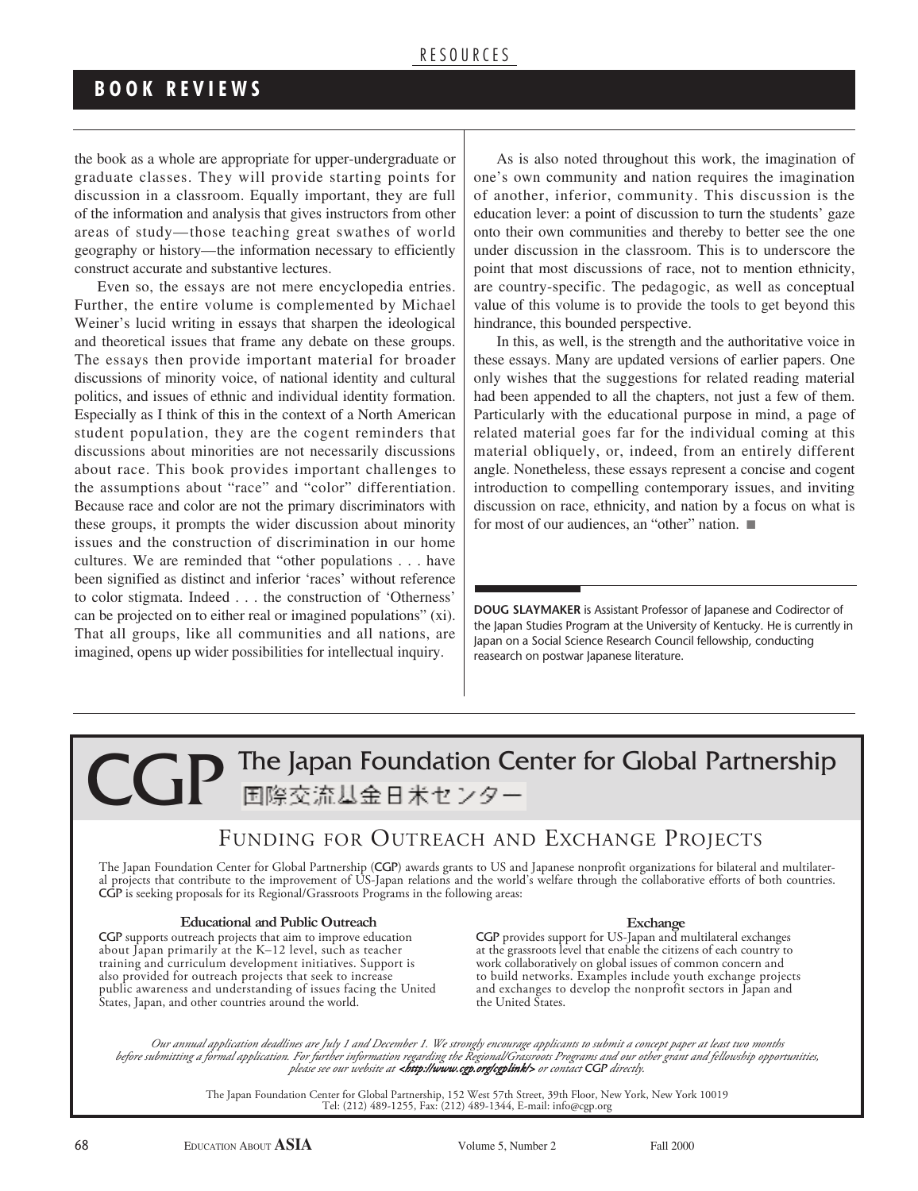the book as a whole are appropriate for upper-undergraduate or graduate classes. They will provide starting points for discussion in a classroom. Equally important, they are full of the information and analysis that gives instructors from other areas of study—those teaching great swathes of world geography or history—the information necessary to efficiently construct accurate and substantive lectures.

Even so, the essays are not mere encyclopedia entries. Further, the entire volume is complemented by Michael Weiner's lucid writing in essays that sharpen the ideological and theoretical issues that frame any debate on these groups. The essays then provide important material for broader discussions of minority voice, of national identity and cultural politics, and issues of ethnic and individual identity formation. Especially as I think of this in the context of a North American student population, they are the cogent reminders that discussions about minorities are not necessarily discussions about race. This book provides important challenges to the assumptions about "race" and "color" differentiation. Because race and color are not the primary discriminators with these groups, it prompts the wider discussion about minority issues and the construction of discrimination in our home cultures. We are reminded that "other populations . . . have been signified as distinct and inferior 'races' without reference to color stigmata. Indeed . . . the construction of 'Otherness' can be projected on to either real or imagined populations" (xi). That all groups, like all communities and all nations, are imagined, opens up wider possibilities for intellectual inquiry.

As is also noted throughout this work, the imagination of one's own community and nation requires the imagination of another, inferior, community. This discussion is the education lever: a point of discussion to turn the students' gaze onto their own communities and thereby to better see the one under discussion in the classroom. This is to underscore the point that most discussions of race, not to mention ethnicity, are country-specific. The pedagogic, as well as conceptual value of this volume is to provide the tools to get beyond this hindrance, this bounded perspective.

In this, as well, is the strength and the authoritative voice in these essays. Many are updated versions of earlier papers. One only wishes that the suggestions for related reading material had been appended to all the chapters, not just a few of them. Particularly with the educational purpose in mind, a page of related material goes far for the individual coming at this material obliquely, or, indeed, from an entirely different angle. Nonetheless, these essays represent a concise and cogent introduction to compelling contemporary issues, and inviting discussion on race, ethnicity, and nation by a focus on what is for most of our audiences, an "other" nation. ■

**DOUG SLAYMAKER** is Assistant Professor of Japanese and Codirector of the Japan Studies Program at the University of Kentucky. He is currently in Japan on a Social Science Research Council fellowship, conducting reasearch on postwar Japanese literature.

---

# CGP The Japan Foundation Center for Global Partnership

国際交流基金日米センター

## FUNDING FOR OUTREACH AND EXCHANGE PROJECTS

The Japan Foundation Center for Global Partnership (**CGP**) awards grants to US and Japanese nonprofit organizations for bilateral and multilateral projects that contribute to the improvement of US-Japan relations and the world's welfare through the collaborative efforts of both countries. **CGP** is seeking proposals for its Regional/Grassroots Programs in the following areas:

### Educational and Public Outreach

**CGP** supports outreach projects that aim to improve education about Japan primarily at the K–12 level, such as teacher training and curriculum development initiatives. Support is also provided for outreach projects that seek to increase public awareness and understanding of issues facing the United States, Japan, and other countries around the world.

### Exchange

**CGP** provides support for US-Japan and multilateral exchanges at the grassroots level that enable the citizens of each country to work collaboratively on global issues of common concern and to build networks. Examples include youth exchange projects and exchanges to develop the nonprofit sectors in Japan and the United States.

*Our annual application deadlines are July 1 and December 1. We strongly encourage applicants to submit a concept paper at least two months before submitting a formal application. For further information regarding the Regional/Grassroots Programs and our other grant and fellowship opportunities, please see our website at* ***<http://www.cgp.org/cgplink/>*** *or contact* CGP *directly.*

The Japan Foundation Center for Global Partnership, 152 West 57th Street, 39th Floor, New York, New York 10019
Tel: (212) 489-1255, Fax: (212) 489-1344, E-mail: info@cgp.org